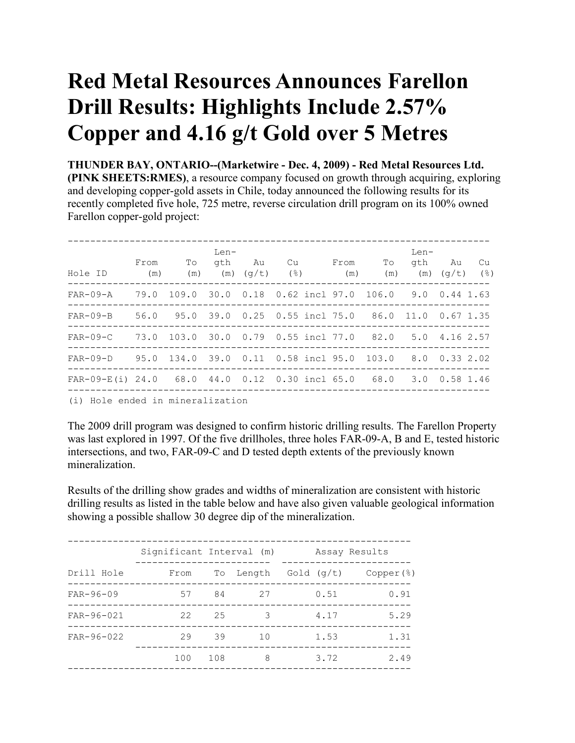# Red Metal Resources Announces Farellon Drill Results: Highlights Include 2.57% Copper and 4.16 g/t Gold over 5 Metres

**THUNDER BAY, ONTARIO--(Marketwire - Dec. 4, 2009) - Red Metal Resources Ltd. (PINK SHEETS:RMES)**, a resource company focused on growth through acquiring, exploring and developing copper-gold assets in Chile, today announced the following results for its recently completed five hole, 725 metre, reverse circulation drill program on its 100% owned Farellon copper-gold project:

| Hole ID | From (m) | To (m) | Length (m) | Au (g/t) | Cu (%) | | From (m) | To (m) | Length (m) | Au (g/t) | Cu (%) |
|---|---|---|---|---|---|---|---|---|---|---|---|
| FAR-09-A | 79.0 | 109.0 | 30.0 | 0.18 | 0.62 | incl | 97.0 | 106.0 | 9.0 | 0.44 | 1.63 |
| FAR-09-B | 56.0 | 95.0 | 39.0 | 0.25 | 0.55 | incl | 75.0 | 86.0 | 11.0 | 0.67 | 1.35 |
| FAR-09-C | 73.0 | 103.0 | 30.0 | 0.79 | 0.55 | incl | 77.0 | 82.0 | 5.0 | 4.16 | 2.57 |
| FAR-09-D | 95.0 | 134.0 | 39.0 | 0.11 | 0.58 | incl | 95.0 | 103.0 | 8.0 | 0.33 | 2.02 |
| FAR-09-E(i) | 24.0 | 68.0 | 44.0 | 0.12 | 0.30 | incl | 65.0 | 68.0 | 3.0 | 0.58 | 1.46 |

(i) Hole ended in mineralization

The 2009 drill program was designed to confirm historic drilling results. The Farellon Property was last explored in 1997. Of the five drillholes, three holes FAR-09-A, B and E, tested historic intersections, and two, FAR-09-C and D tested depth extents of the previously known mineralization.

Results of the drilling show grades and widths of mineralization are consistent with historic drilling results as listed in the table below and have also given valuable geological information showing a possible shallow 30 degree dip of the mineralization.

| Drill Hole | Significant Interval (m) | | | Assay Results | |
|---|---|---|---|---|---|
| | From | To | Length | Gold (g/t) | Copper(%) |
| FAR-96-09 | 57 | 84 | 27 | 0.51 | 0.91 |
| FAR-96-021 | 22 | 25 | 3 | 4.17 | 5.29 |
| FAR-96-022 | 29 | 39 | 10 | 1.53 | 1.31 |
| | 100 | 108 | 8 | 3.72 | 2.49 |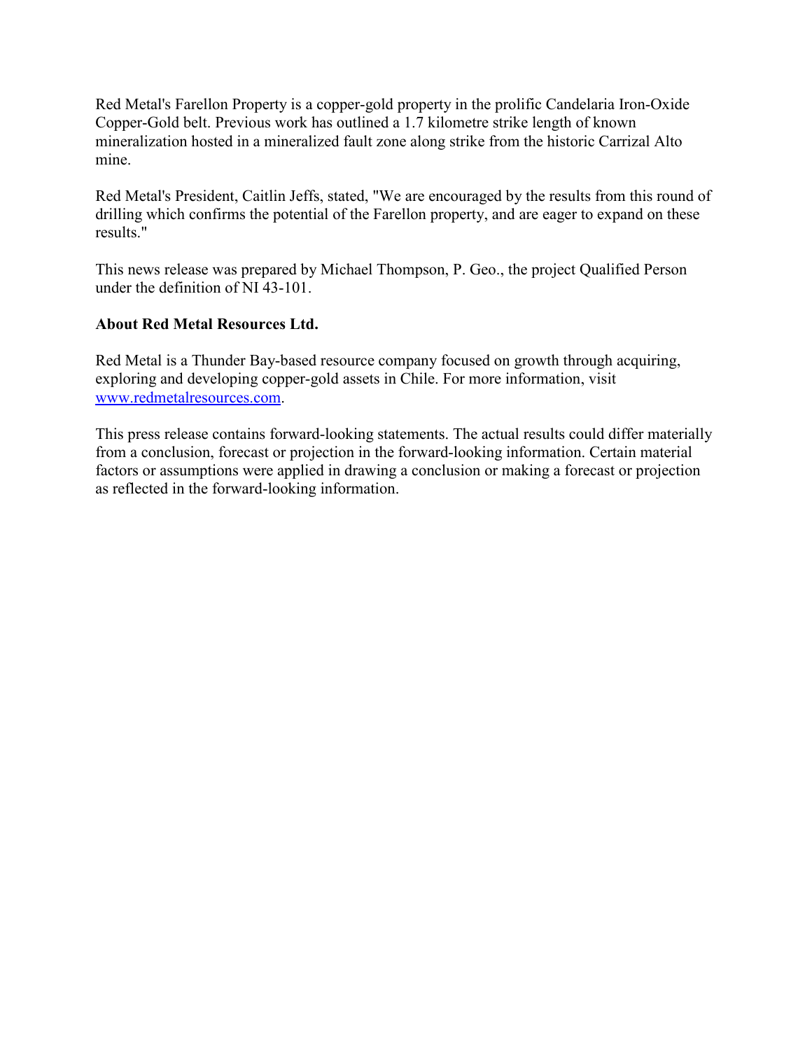Red Metal's Farellon Property is a copper-gold property in the prolific Candelaria Iron-Oxide Copper-Gold belt. Previous work has outlined a 1.7 kilometre strike length of known mineralization hosted in a mineralized fault zone along strike from the historic Carrizal Alto mine.

Red Metal's President, Caitlin Jeffs, stated, "We are encouraged by the results from this round of drilling which confirms the potential of the Farellon property, and are eager to expand on these results."

This news release was prepared by Michael Thompson, P. Geo., the project Qualified Person under the definition of NI 43-101.

**About Red Metal Resources Ltd.**

Red Metal is a Thunder Bay-based resource company focused on growth through acquiring, exploring and developing copper-gold assets in Chile. For more information, visit [www.redmetalresources.com](http://www.redmetalresources.com).

This press release contains forward-looking statements. The actual results could differ materially from a conclusion, forecast or projection in the forward-looking information. Certain material factors or assumptions were applied in drawing a conclusion or making a forecast or projection as reflected in the forward-looking information.